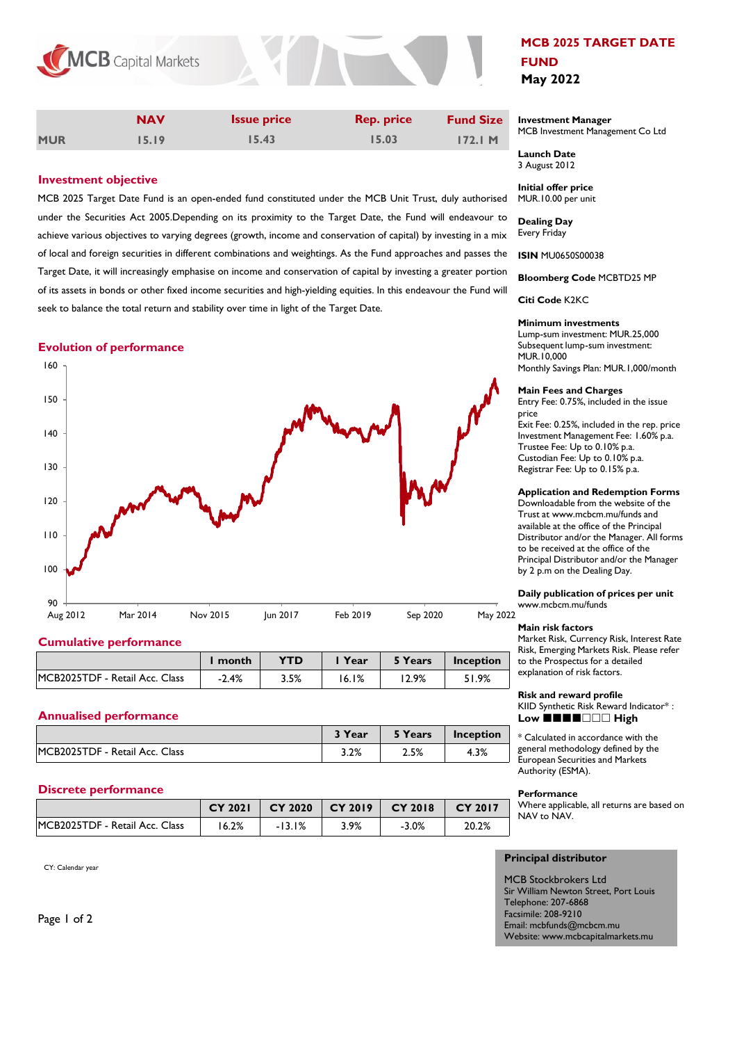# MCB 2025 TARGET DATE FUND

**May 2022**

|  | NAV | Issue price | Rep. price | Fund Size |
|---|---|---|---|---|
| MUR | 15.19 | 15.43 | 15.03 | 172.1 M |

## Investment objective

MCB 2025 Target Date Fund is an open-ended fund constituted under the MCB Unit Trust, duly authorised under the Securities Act 2005.Depending on its proximity to the Target Date, the Fund will endeavour to achieve various objectives to varying degrees (growth, income and conservation of capital) by investing in a mix of local and foreign securities in different combinations and weightings. As the Fund approaches and passes the Target Date, it will increasingly emphasise on income and conservation of capital by investing a greater portion of its assets in bonds or other fixed income securities and high-yielding equities. In this endeavour the Fund will seek to balance the total return and stability over time in light of the Target Date.

## Evolution of performance

## Cumulative performance

|  | 1 month | YTD | 1 Year | 5 Years | Inception |
|---|---|---|---|---|---|
| MCB2025TDF - Retail Acc. Class | -2.4% | 3.5% | 16.1% | 12.9% | 51.9% |

## Annualised performance

|  | 3 Year | 5 Years | Inception |
|---|---|---|---|
| MCB2025TDF - Retail Acc. Class | 3.2% | 2.5% | 4.3% |

## Discrete performance

|  | CY 2021 | CY 2020 | CY 2019 | CY 2018 | CY 2017 |
|---|---|---|---|---|---|
| MCB2025TDF - Retail Acc. Class | 16.2% | -13.1% | 3.9% | -3.0% | 20.2% |

CY: Calendar year

**Investment Manager**
MCB Investment Management Co Ltd

**Launch Date**
3 August 2012

**Initial offer price**
MUR.10.00 per unit

**Dealing Day**
Every Friday

**ISIN** MU0650S00038

**Bloomberg Code** MCBTD25 MP

**Citi Code** K2KC

**Minimum investments**
Lump-sum investment: MUR.25,000
Subsequent lump-sum investment: MUR.10,000
Monthly Savings Plan: MUR.1,000/month

**Main Fees and Charges**
Entry Fee: 0.75%, included in the issue price
Exit Fee: 0.25%, included in the rep. price
Investment Management Fee: 1.60% p.a.
Trustee Fee: Up to 0.10% p.a.
Custodian Fee: Up to 0.10% p.a.
Registrar Fee: Up to 0.15% p.a.

**Application and Redemption Forms**
Downloadable from the website of the Trust at www.mcbcm.mu/funds and available at the office of the Principal Distributor and/or the Manager. All forms to be received at the office of the Principal Distributor and/or the Manager by 2 p.m on the Dealing Day.

**Daily publication of prices per unit**
www.mcbcm.mu/funds

**Main risk factors**
Market Risk, Currency Risk, Interest Rate Risk, Emerging Markets Risk. Please refer to the Prospectus for a detailed explanation of risk factors.

**Risk and reward profile**
KIID Synthetic Risk Reward Indicator* :
**Low** ■■■■□□□ **High**

* Calculated in accordance with the general methodology defined by the European Securities and Markets Authority (ESMA).

**Performance**
Where applicable, all returns are based on NAV to NAV.

**Principal distributor**

MCB Stockbrokers Ltd
Sir William Newton Street, Port Louis
Telephone: 207-6868
Facsimile: 208-9210
Email: mcbfunds@mcbcm.mu
Website: www.mcbcapitalmarkets.mu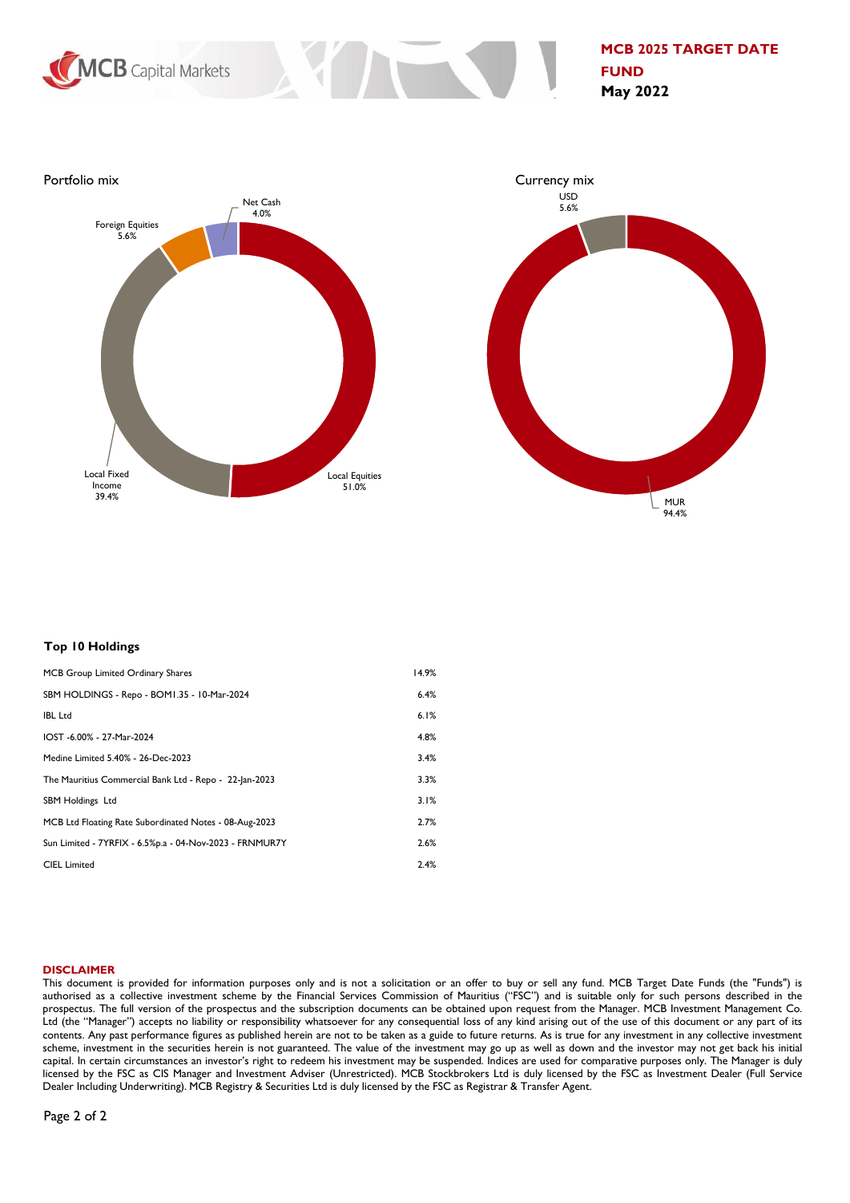# MCB 2025 TARGET DATE FUND
**May 2022**

Portfolio mix

Net Cash
4.0%

Foreign Equities
5.6%

Local Fixed Income
39.4%

Local Equities
51.0%

Currency mix

USD
5.6%

MUR
94.4%

## Top 10 Holdings

| | |
|---|---|
| MCB Group Limited Ordinary Shares | 14.9% |
| SBM HOLDINGS - Repo - BOM1.35 - 10-Mar-2024 | 6.4% |
| IBL Ltd | 6.1% |
| IOST -6.00% - 27-Mar-2024 | 4.8% |
| Medine Limited 5.40% - 26-Dec-2023 | 3.4% |
| The Mauritius Commercial Bank Ltd - Repo - 22-Jan-2023 | 3.3% |
| SBM Holdings Ltd | 3.1% |
| MCB Ltd Floating Rate Subordinated Notes - 08-Aug-2023 | 2.7% |
| Sun Limited - 7YRFIX - 6.5%p.a - 04-Nov-2023 - FRNMUR7Y | 2.6% |
| CIEL Limited | 2.4% |

**DISCLAIMER**

This document is provided for information purposes only and is not a solicitation or an offer to buy or sell any fund. MCB Target Date Funds (the "Funds") is authorised as a collective investment scheme by the Financial Services Commission of Mauritius ("FSC") and is suitable only for such persons described in the prospectus. The full version of the prospectus and the subscription documents can be obtained upon request from the Manager. MCB Investment Management Co. Ltd (the "Manager") accepts no liability or responsibility whatsoever for any consequential loss of any kind arising out of the use of this document or any part of its contents. Any past performance figures as published herein are not to be taken as a guide to future returns. As is true for any investment in any collective investment scheme, investment in the securities herein is not guaranteed. The value of the investment may go up as well as down and the investor may not get back his initial capital. In certain circumstances an investor's right to redeem his investment may be suspended. Indices are used for comparative purposes only. The Manager is duly licensed by the FSC as CIS Manager and Investment Adviser (Unrestricted). MCB Stockbrokers Ltd is duly licensed by the FSC as Investment Dealer (Full Service Dealer Including Underwriting). MCB Registry & Securities Ltd is duly licensed by the FSC as Registrar & Transfer Agent.